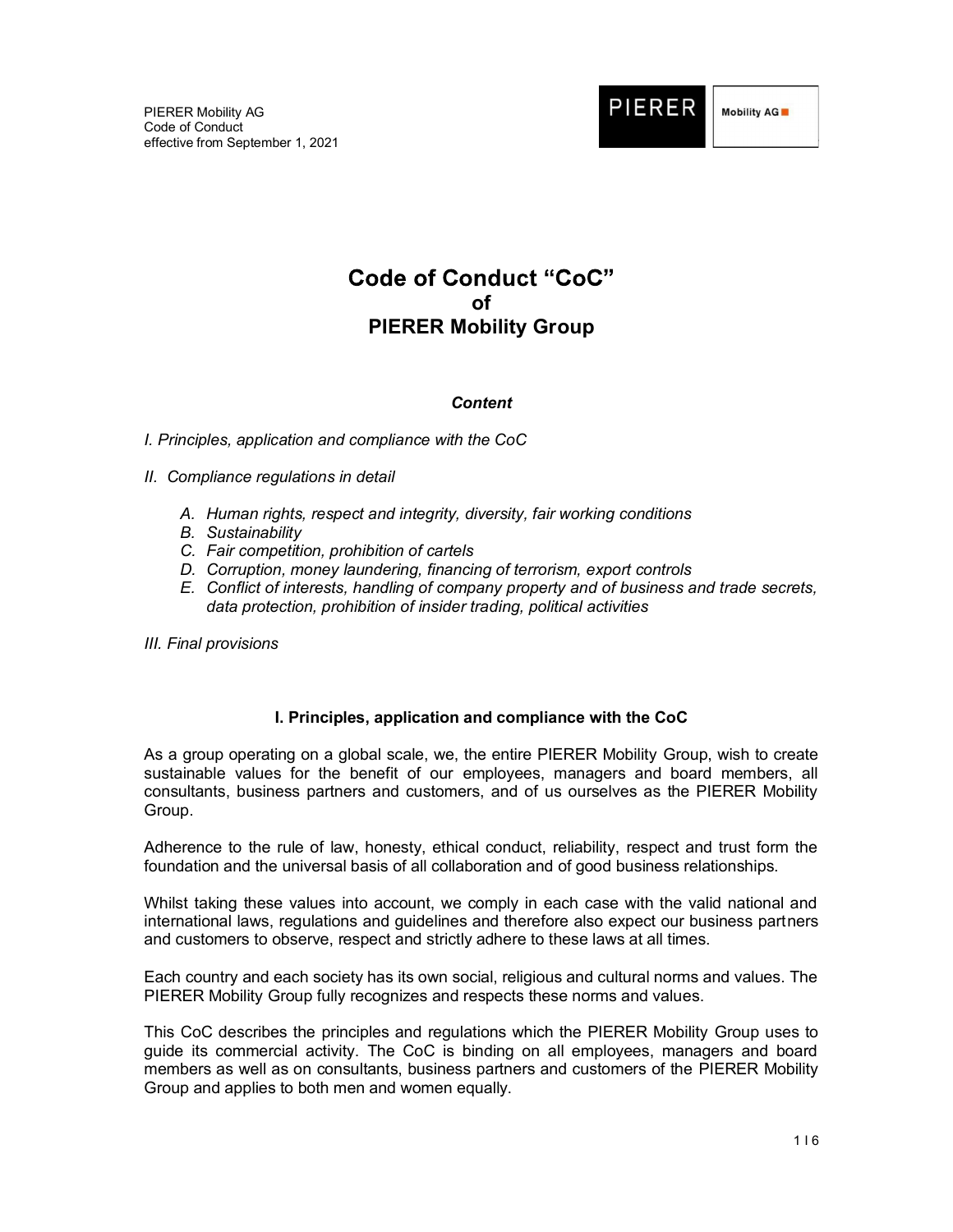PIERER Mobility AG
Code of Conduct
effective from September 1, 2021

# Code of Conduct "CoC" of PIERER Mobility Group

***Content***

*I. Principles, application and compliance with the CoC*

*II. Compliance regulations in detail*

- *A. Human rights, respect and integrity, diversity, fair working conditions*
- *B. Sustainability*
- *C. Fair competition, prohibition of cartels*
- *D. Corruption, money laundering, financing of terrorism, export controls*
- *E. Conflict of interests, handling of company property and of business and trade secrets, data protection, prohibition of insider trading, political activities*

*III. Final provisions*

## I. Principles, application and compliance with the CoC

As a group operating on a global scale, we, the entire PIERER Mobility Group, wish to create sustainable values for the benefit of our employees, managers and board members, all consultants, business partners and customers, and of us ourselves as the PIERER Mobility Group.

Adherence to the rule of law, honesty, ethical conduct, reliability, respect and trust form the foundation and the universal basis of all collaboration and of good business relationships.

Whilst taking these values into account, we comply in each case with the valid national and international laws, regulations and guidelines and therefore also expect our business partners and customers to observe, respect and strictly adhere to these laws at all times.

Each country and each society has its own social, religious and cultural norms and values. The PIERER Mobility Group fully recognizes and respects these norms and values.

This CoC describes the principles and regulations which the PIERER Mobility Group uses to guide its commercial activity. The CoC is binding on all employees, managers and board members as well as on consultants, business partners and customers of the PIERER Mobility Group and applies to both men and women equally.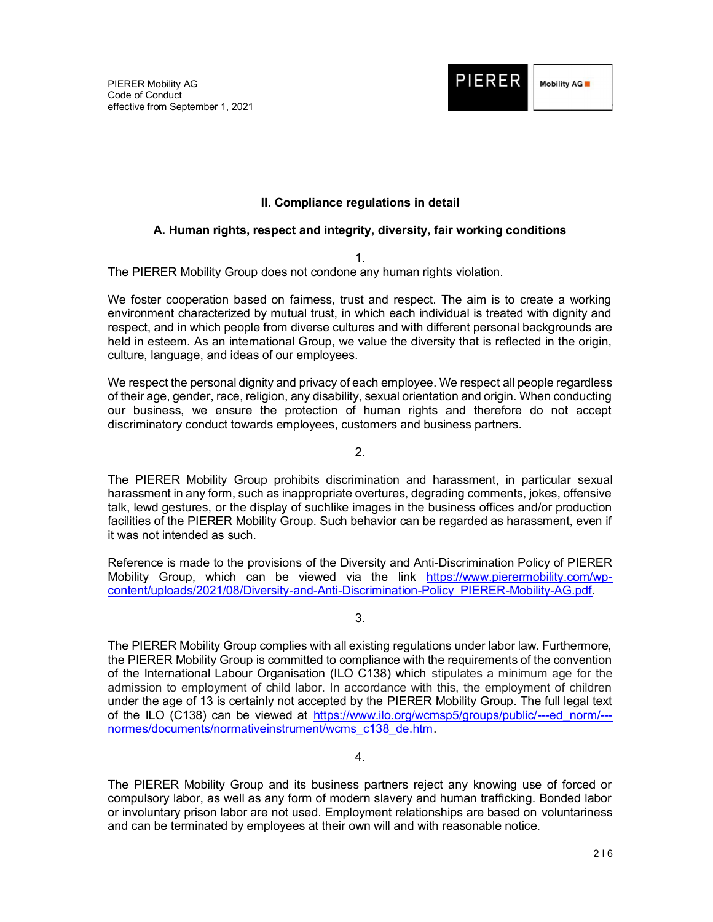## II. Compliance regulations in detail

### A. Human rights, respect and integrity, diversity, fair working conditions

1.

The PIERER Mobility Group does not condone any human rights violation.

We foster cooperation based on fairness, trust and respect. The aim is to create a working environment characterized by mutual trust, in which each individual is treated with dignity and respect, and in which people from diverse cultures and with different personal backgrounds are held in esteem. As an international Group, we value the diversity that is reflected in the origin, culture, language, and ideas of our employees.

We respect the personal dignity and privacy of each employee. We respect all people regardless of their age, gender, race, religion, any disability, sexual orientation and origin. When conducting our business, we ensure the protection of human rights and therefore do not accept discriminatory conduct towards employees, customers and business partners.

2.

The PIERER Mobility Group prohibits discrimination and harassment, in particular sexual harassment in any form, such as inappropriate overtures, degrading comments, jokes, offensive talk, lewd gestures, or the display of suchlike images in the business offices and/or production facilities of the PIERER Mobility Group. Such behavior can be regarded as harassment, even if it was not intended as such.

Reference is made to the provisions of the Diversity and Anti-Discrimination Policy of PIERER Mobility Group, which can be viewed via the link https://www.pierermobility.com/wp-content/uploads/2021/08/Diversity-and-Anti-Discrimination-Policy_PIERER-Mobility-AG.pdf.

3.

The PIERER Mobility Group complies with all existing regulations under labor law. Furthermore, the PIERER Mobility Group is committed to compliance with the requirements of the convention of the International Labour Organisation (ILO C138) which stipulates a minimum age for the admission to employment of child labor. In accordance with this, the employment of children under the age of 13 is certainly not accepted by the PIERER Mobility Group. The full legal text of the ILO (C138) can be viewed at https://www.ilo.org/wcmsp5/groups/public/---ed_norm/---normes/documents/normativeinstrument/wcms_c138_de.htm.

4.

The PIERER Mobility Group and its business partners reject any knowing use of forced or compulsory labor, as well as any form of modern slavery and human trafficking. Bonded labor or involuntary prison labor are not used. Employment relationships are based on voluntariness and can be terminated by employees at their own will and with reasonable notice.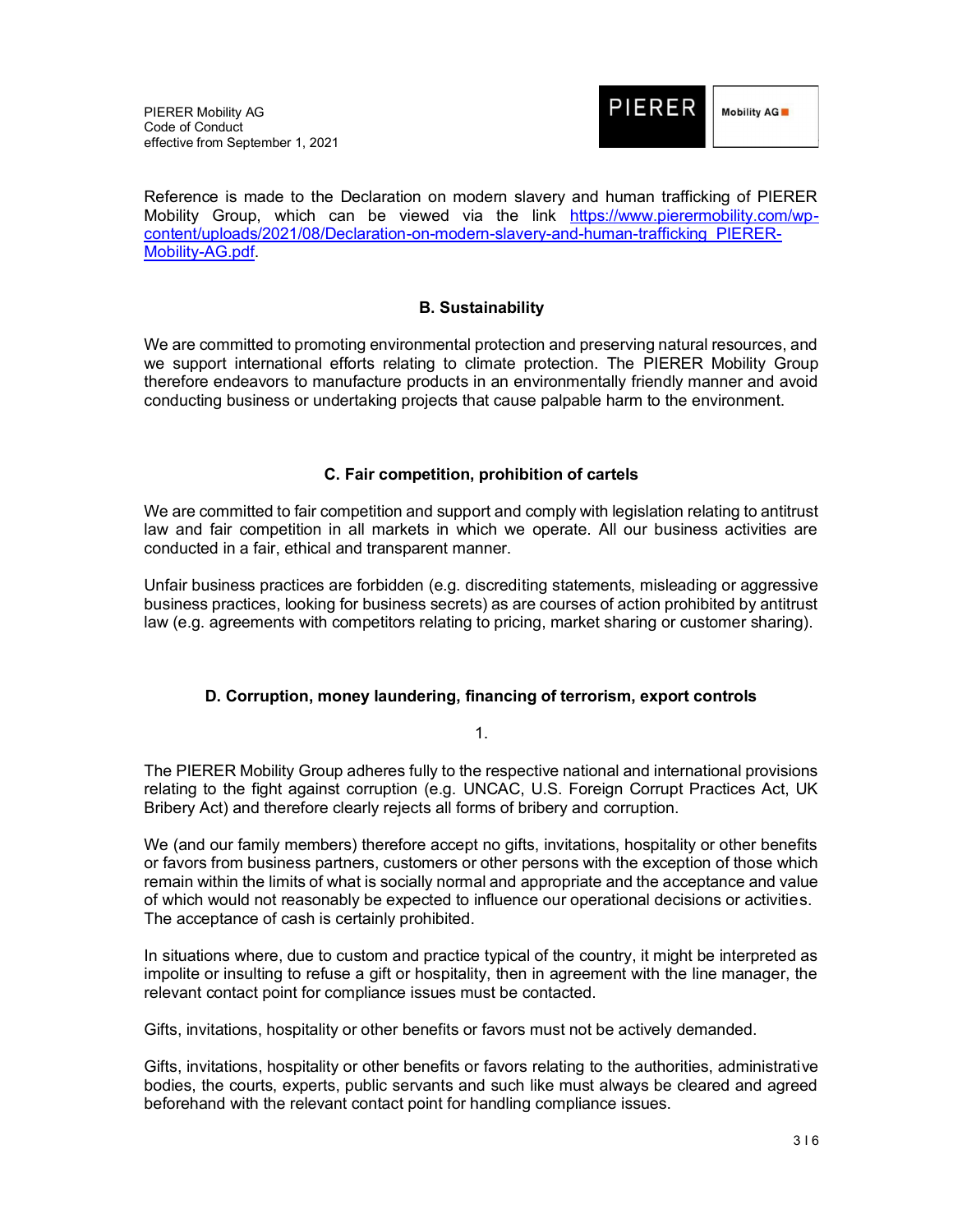Reference is made to the Declaration on modern slavery and human trafficking of PIERER Mobility Group, which can be viewed via the link [https://www.pierermobility.com/wp-content/uploads/2021/08/Declaration-on-modern-slavery-and-human-trafficking_PIERER-Mobility-AG.pdf](https://www.pierermobility.com/wp-content/uploads/2021/08/Declaration-on-modern-slavery-and-human-trafficking_PIERER-Mobility-AG.pdf).

## B. Sustainability

We are committed to promoting environmental protection and preserving natural resources, and we support international efforts relating to climate protection. The PIERER Mobility Group therefore endeavors to manufacture products in an environmentally friendly manner and avoid conducting business or undertaking projects that cause palpable harm to the environment.

## C. Fair competition, prohibition of cartels

We are committed to fair competition and support and comply with legislation relating to antitrust law and fair competition in all markets in which we operate. All our business activities are conducted in a fair, ethical and transparent manner.

Unfair business practices are forbidden (e.g. discrediting statements, misleading or aggressive business practices, looking for business secrets) as are courses of action prohibited by antitrust law (e.g. agreements with competitors relating to pricing, market sharing or customer sharing).

## D. Corruption, money laundering, financing of terrorism, export controls

1.

The PIERER Mobility Group adheres fully to the respective national and international provisions relating to the fight against corruption (e.g. UNCAC, U.S. Foreign Corrupt Practices Act, UK Bribery Act) and therefore clearly rejects all forms of bribery and corruption.

We (and our family members) therefore accept no gifts, invitations, hospitality or other benefits or favors from business partners, customers or other persons with the exception of those which remain within the limits of what is socially normal and appropriate and the acceptance and value of which would not reasonably be expected to influence our operational decisions or activities. The acceptance of cash is certainly prohibited.

In situations where, due to custom and practice typical of the country, it might be interpreted as impolite or insulting to refuse a gift or hospitality, then in agreement with the line manager, the relevant contact point for compliance issues must be contacted.

Gifts, invitations, hospitality or other benefits or favors must not be actively demanded.

Gifts, invitations, hospitality or other benefits or favors relating to the authorities, administrative bodies, the courts, experts, public servants and such like must always be cleared and agreed beforehand with the relevant contact point for handling compliance issues.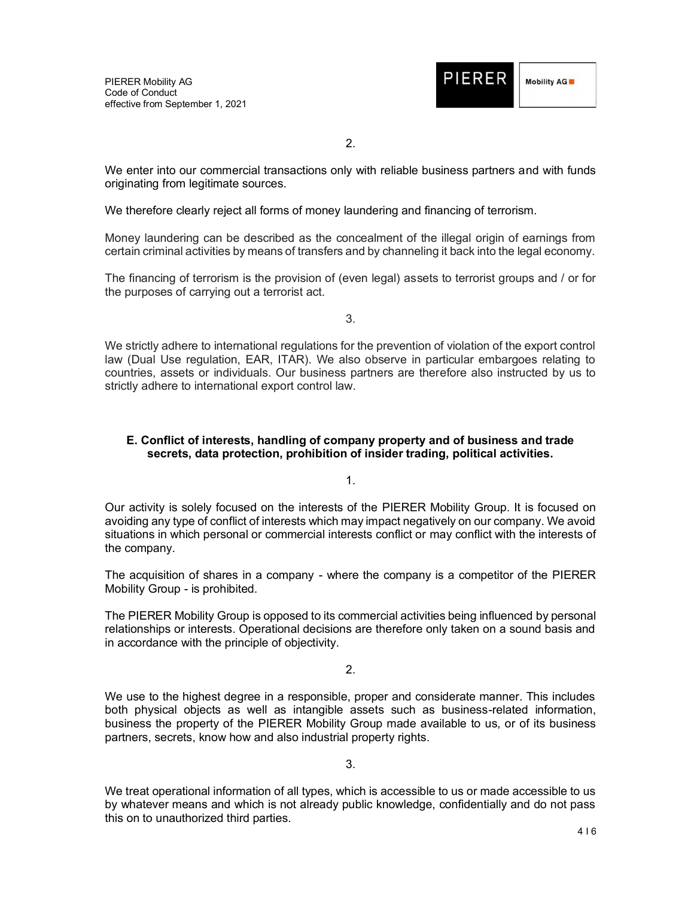2.

We enter into our commercial transactions only with reliable business partners and with funds originating from legitimate sources.

We therefore clearly reject all forms of money laundering and financing of terrorism.

Money laundering can be described as the concealment of the illegal origin of earnings from certain criminal activities by means of transfers and by channeling it back into the legal economy.

The financing of terrorism is the provision of (even legal) assets to terrorist groups and / or for the purposes of carrying out a terrorist act.

3.

We strictly adhere to international regulations for the prevention of violation of the export control law (Dual Use regulation, EAR, ITAR). We also observe in particular embargoes relating to countries, assets or individuals. Our business partners are therefore also instructed by us to strictly adhere to international export control law.

## E. Conflict of interests, handling of company property and of business and trade secrets, data protection, prohibition of insider trading, political activities.

1.

Our activity is solely focused on the interests of the PIERER Mobility Group. It is focused on avoiding any type of conflict of interests which may impact negatively on our company. We avoid situations in which personal or commercial interests conflict or may conflict with the interests of the company.

The acquisition of shares in a company - where the company is a competitor of the PIERER Mobility Group - is prohibited.

The PIERER Mobility Group is opposed to its commercial activities being influenced by personal relationships or interests. Operational decisions are therefore only taken on a sound basis and in accordance with the principle of objectivity.

2.

We use to the highest degree in a responsible, proper and considerate manner. This includes both physical objects as well as intangible assets such as business-related information, business the property of the PIERER Mobility Group made available to us, or of its business partners, secrets, know how and also industrial property rights.

3.

We treat operational information of all types, which is accessible to us or made accessible to us by whatever means and which is not already public knowledge, confidentially and do not pass this on to unauthorized third parties.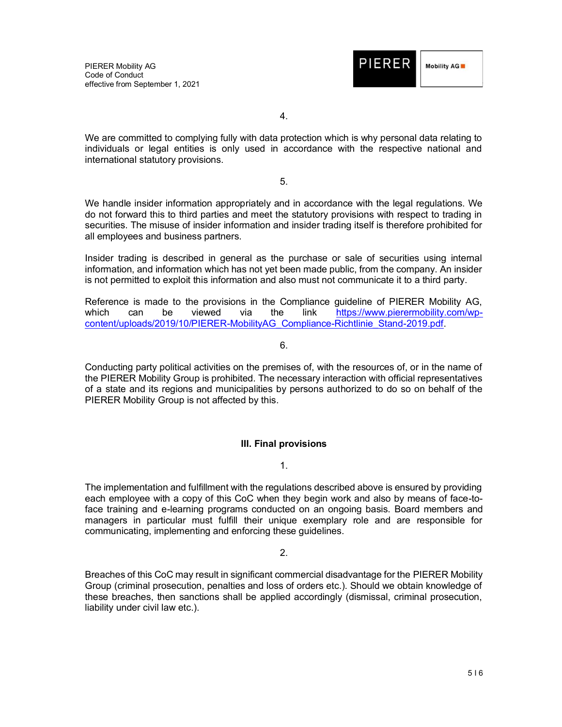4.

We are committed to complying fully with data protection which is why personal data relating to individuals or legal entities is only used in accordance with the respective national and international statutory provisions.

5.

We handle insider information appropriately and in accordance with the legal regulations. We do not forward this to third parties and meet the statutory provisions with respect to trading in securities. The misuse of insider information and insider trading itself is therefore prohibited for all employees and business partners.

Insider trading is described in general as the purchase or sale of securities using internal information, and information which has not yet been made public, from the company. An insider is not permitted to exploit this information and also must not communicate it to a third party.

Reference is made to the provisions in the Compliance guideline of PIERER Mobility AG, which can be viewed via the link https://www.pierermobility.com/wp-content/uploads/2019/10/PIERER-MobilityAG_Compliance-Richtlinie_Stand-2019.pdf.

6.

Conducting party political activities on the premises of, with the resources of, or in the name of the PIERER Mobility Group is prohibited. The necessary interaction with official representatives of a state and its regions and municipalities by persons authorized to do so on behalf of the PIERER Mobility Group is not affected by this.

## III. Final provisions

1.

The implementation and fulfillment with the regulations described above is ensured by providing each employee with a copy of this CoC when they begin work and also by means of face-to-face training and e-learning programs conducted on an ongoing basis. Board members and managers in particular must fulfill their unique exemplary role and are responsible for communicating, implementing and enforcing these guidelines.

2.

Breaches of this CoC may result in significant commercial disadvantage for the PIERER Mobility Group (criminal prosecution, penalties and loss of orders etc.). Should we obtain knowledge of these breaches, then sanctions shall be applied accordingly (dismissal, criminal prosecution, liability under civil law etc.).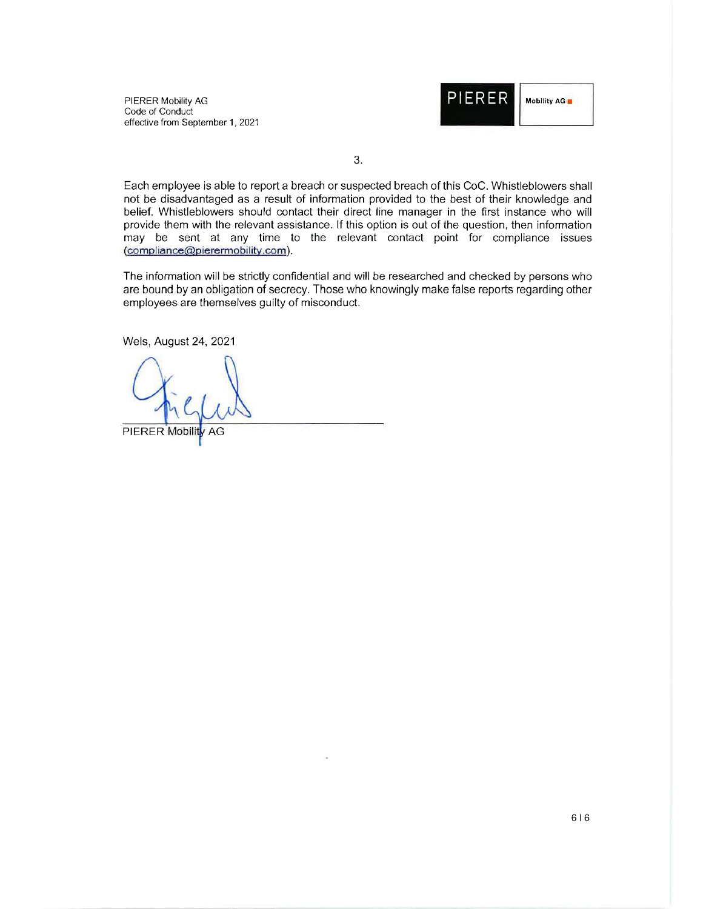3.

Each employee is able to report a breach or suspected breach of this CoC. Whistleblowers shall not be disadvantaged as a result of information provided to the best of their knowledge and belief. Whistleblowers should contact their direct line manager in the first instance who will provide them with the relevant assistance. If this option is out of the question, then information may be sent at any time to the relevant contact point for compliance issues (compliance@pierermobility.com).

The information will be strictly confidential and will be researched and checked by persons who are bound by an obligation of secrecy. Those who knowingly make false reports regarding other employees are themselves guilty of misconduct.

Wels, August 24, 2021

PIERER Mobility AG